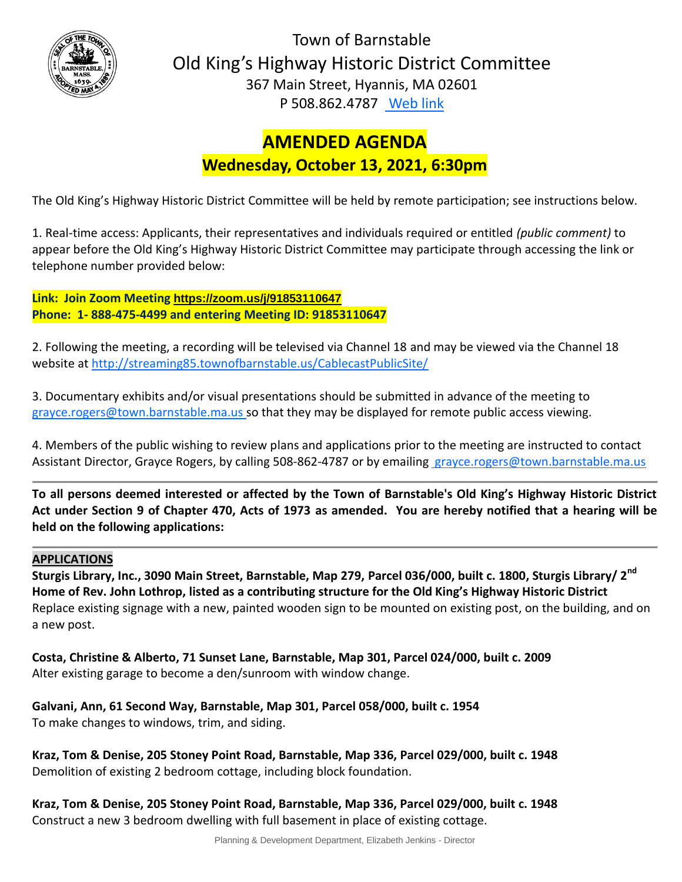# Town of Barnstable
## Old King's Highway Historic District Committee

367 Main Street, Hyannis, MA 02601

P 508.862.4787 Web link

# AMENDED AGENDA
## Wednesday, October 13, 2021, 6:30pm

The Old King's Highway Historic District Committee will be held by remote participation; see instructions below.

1. Real-time access: Applicants, their representatives and individuals required or entitled *(public comment)* to appear before the Old King's Highway Historic District Committee may participate through accessing the link or telephone number provided below:

**Link: Join Zoom Meeting https://zoom.us/j/91853110647**
**Phone: 1- 888-475-4499 and entering Meeting ID: 91853110647**

2. Following the meeting, a recording will be televised via Channel 18 and may be viewed via the Channel 18 website at http://streaming85.townofbarnstable.us/CablecastPublicSite/

3. Documentary exhibits and/or visual presentations should be submitted in advance of the meeting to grayce.rogers@town.barnstable.ma.us so that they may be displayed for remote public access viewing.

4. Members of the public wishing to review plans and applications prior to the meeting are instructed to contact Assistant Director, Grayce Rogers, by calling 508-862-4787 or by emailing grayce.rogers@town.barnstable.ma.us

---

**To all persons deemed interested or affected by the Town of Barnstable's Old King's Highway Historic District Act under Section 9 of Chapter 470, Acts of 1973 as amended. You are hereby notified that a hearing will be held on the following applications:**

---

**APPLICATIONS**

**Sturgis Library, Inc., 3090 Main Street, Barnstable, Map 279, Parcel 036/000, built c. 1800, Sturgis Library/ 2nd Home of Rev. John Lothrop, listed as a contributing structure for the Old King's Highway Historic District**
Replace existing signage with a new, painted wooden sign to be mounted on existing post, on the building, and on a new post.

**Costa, Christine & Alberto, 71 Sunset Lane, Barnstable, Map 301, Parcel 024/000, built c. 2009**
Alter existing garage to become a den/sunroom with window change.

**Galvani, Ann, 61 Second Way, Barnstable, Map 301, Parcel 058/000, built c. 1954**
To make changes to windows, trim, and siding.

**Kraz, Tom & Denise, 205 Stoney Point Road, Barnstable, Map 336, Parcel 029/000, built c. 1948**
Demolition of existing 2 bedroom cottage, including block foundation.

**Kraz, Tom & Denise, 205 Stoney Point Road, Barnstable, Map 336, Parcel 029/000, built c. 1948**
Construct a new 3 bedroom dwelling with full basement in place of existing cottage.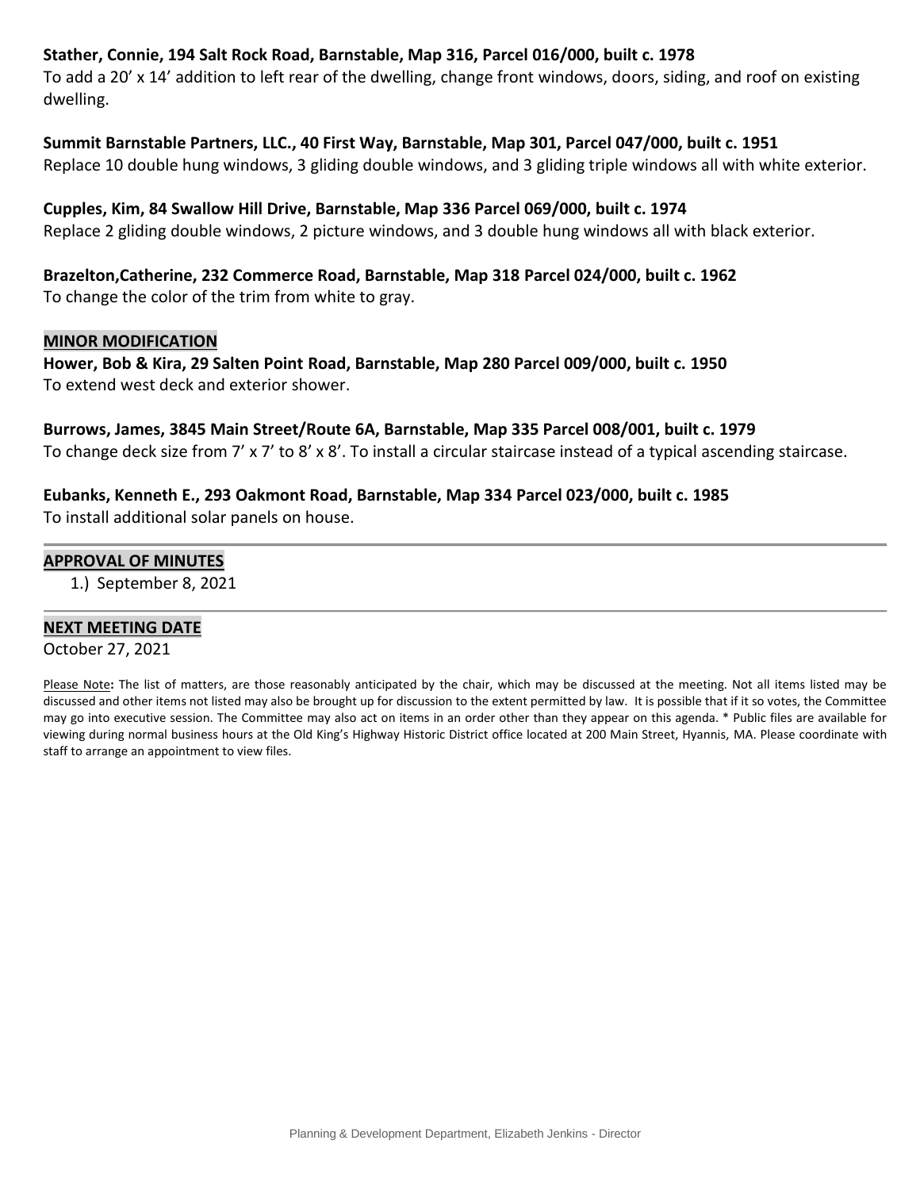**Stather, Connie, 194 Salt Rock Road, Barnstable, Map 316, Parcel 016/000, built c. 1978**
To add a 20' x 14' addition to left rear of the dwelling, change front windows, doors, siding, and roof on existing dwelling.

**Summit Barnstable Partners, LLC., 40 First Way, Barnstable, Map 301, Parcel 047/000, built c. 1951**
Replace 10 double hung windows, 3 gliding double windows, and 3 gliding triple windows all with white exterior.

**Cupples, Kim, 84 Swallow Hill Drive, Barnstable, Map 336 Parcel 069/000, built c. 1974**
Replace 2 gliding double windows, 2 picture windows, and 3 double hung windows all with black exterior.

**Brazelton,Catherine, 232 Commerce Road, Barnstable, Map 318 Parcel 024/000, built c. 1962**
To change the color of the trim from white to gray.

## MINOR MODIFICATION

**Hower, Bob & Kira, 29 Salten Point Road, Barnstable, Map 280 Parcel 009/000, built c. 1950**
To extend west deck and exterior shower.

**Burrows, James, 3845 Main Street/Route 6A, Barnstable, Map 335 Parcel 008/001, built c. 1979**
To change deck size from 7' x 7' to 8' x 8'. To install a circular staircase instead of a typical ascending staircase.

**Eubanks, Kenneth E., 293 Oakmont Road, Barnstable, Map 334 Parcel 023/000, built c. 1985**
To install additional solar panels on house.

## APPROVAL OF MINUTES

1.) September 8, 2021

## NEXT MEETING DATE

October 27, 2021

Please Note**:** The list of matters, are those reasonably anticipated by the chair, which may be discussed at the meeting. Not all items listed may be discussed and other items not listed may also be brought up for discussion to the extent permitted by law. It is possible that if it so votes, the Committee may go into executive session. The Committee may also act on items in an order other than they appear on this agenda. * Public files are available for viewing during normal business hours at the Old King's Highway Historic District office located at 200 Main Street, Hyannis, MA. Please coordinate with staff to arrange an appointment to view files.

Planning & Development Department, Elizabeth Jenkins - Director